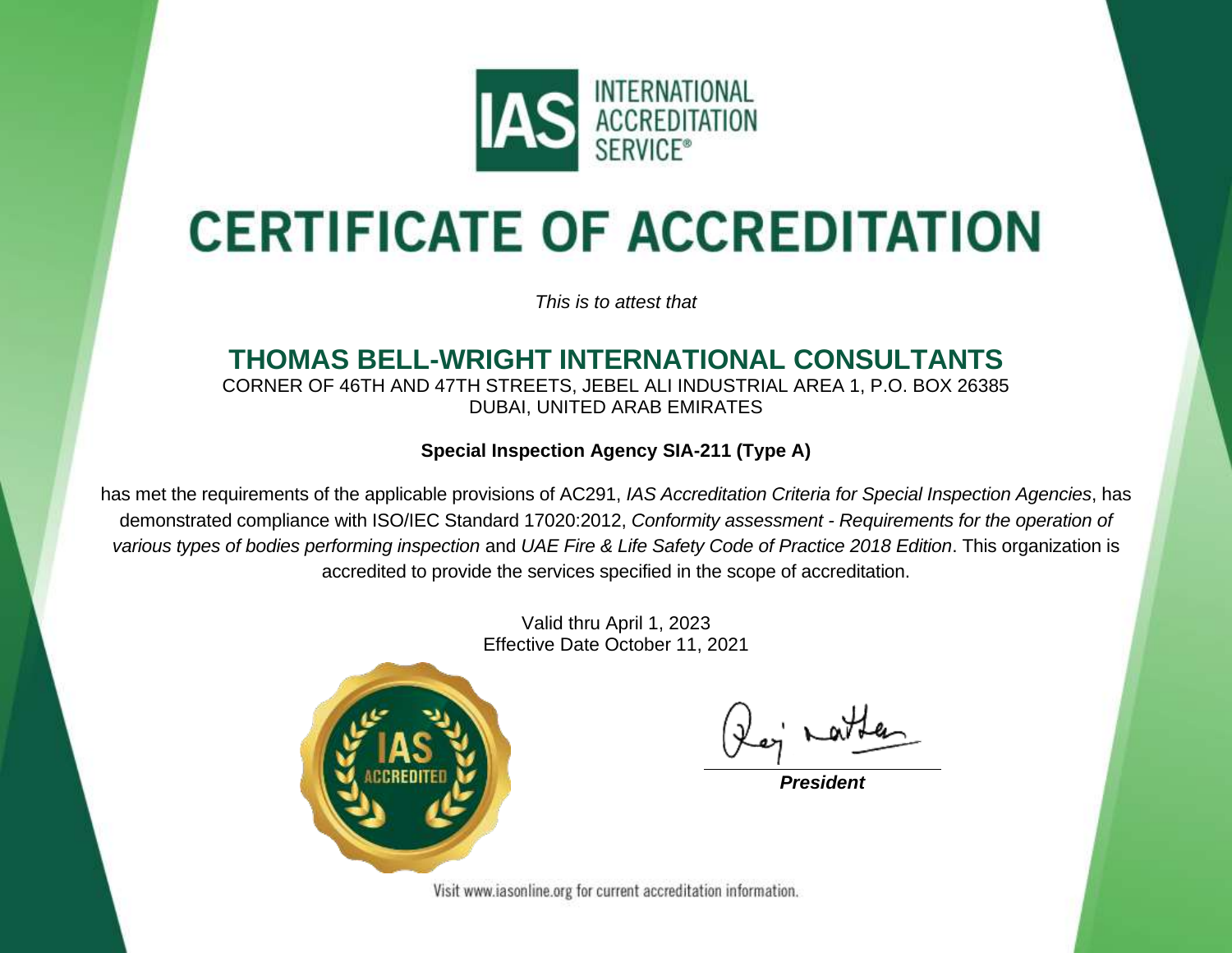INTERNATIONAL ACCREDITATION SERVICE®

# CERTIFICATE OF ACCREDITATION

*This is to attest that*

## THOMAS BELL-WRIGHT INTERNATIONAL CONSULTANTS

CORNER OF 46TH AND 47TH STREETS, JEBEL ALI INDUSTRIAL AREA 1, P.O. BOX 26385
DUBAI, UNITED ARAB EMIRATES

**Special Inspection Agency SIA-211 (Type A)**

has met the requirements of the applicable provisions of AC291, *IAS Accreditation Criteria for Special Inspection Agencies*, has demonstrated compliance with ISO/IEC Standard 17020:2012, *Conformity assessment - Requirements for the operation of various types of bodies performing inspection* and *UAE Fire & Life Safety Code of Practice 2018 Edition*. This organization is accredited to provide the services specified in the scope of accreditation.

Valid thru April 1, 2023
Effective Date October 11, 2021

IAS ACCREDITED

***President***

Visit www.iasonline.org for current accreditation information.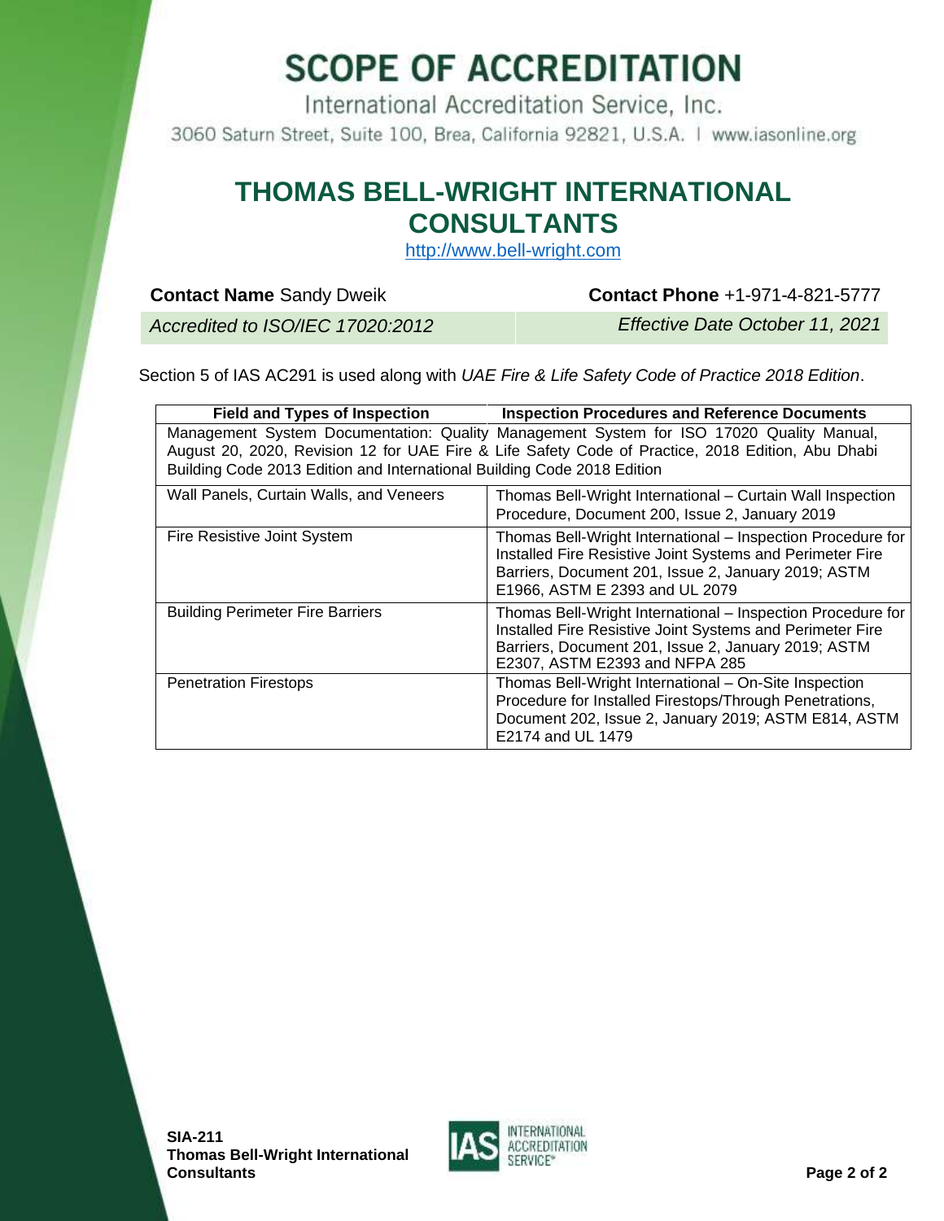# SCOPE OF ACCREDITATION

International Accreditation Service, Inc.

3060 Saturn Street, Suite 100, Brea, California 92821, U.S.A. | www.iasonline.org

## THOMAS BELL-WRIGHT INTERNATIONAL CONSULTANTS

http://www.bell-wright.com

**Contact Name** Sandy Dweik

**Contact Phone** +1-971-4-821-5777

*Accredited to ISO/IEC 17020:2012*

*Effective Date October 11, 2021*

Section 5 of IAS AC291 is used along with *UAE Fire & Life Safety Code of Practice 2018 Edition*.

| Field and Types of Inspection | Inspection Procedures and Reference Documents |
|---|---|
| Management System Documentation: Quality Management System for ISO 17020 Quality Manual, August 20, 2020, Revision 12 for UAE Fire & Life Safety Code of Practice, 2018 Edition, Abu Dhabi Building Code 2013 Edition and International Building Code 2018 Edition | |
| Wall Panels, Curtain Walls, and Veneers | Thomas Bell-Wright International – Curtain Wall Inspection Procedure, Document 200, Issue 2, January 2019 |
| Fire Resistive Joint System | Thomas Bell-Wright International – Inspection Procedure for Installed Fire Resistive Joint Systems and Perimeter Fire Barriers, Document 201, Issue 2, January 2019; ASTM E1966, ASTM E 2393 and UL 2079 |
| Building Perimeter Fire Barriers | Thomas Bell-Wright International – Inspection Procedure for Installed Fire Resistive Joint Systems and Perimeter Fire Barriers, Document 201, Issue 2, January 2019; ASTM E2307, ASTM E2393 and NFPA 285 |
| Penetration Firestops | Thomas Bell-Wright International – On-Site Inspection Procedure for Installed Firestops/Through Penetrations, Document 202, Issue 2, January 2019; ASTM E814, ASTM E2174 and UL 1479 |

**SIA-211**
**Thomas Bell-Wright International Consultants**